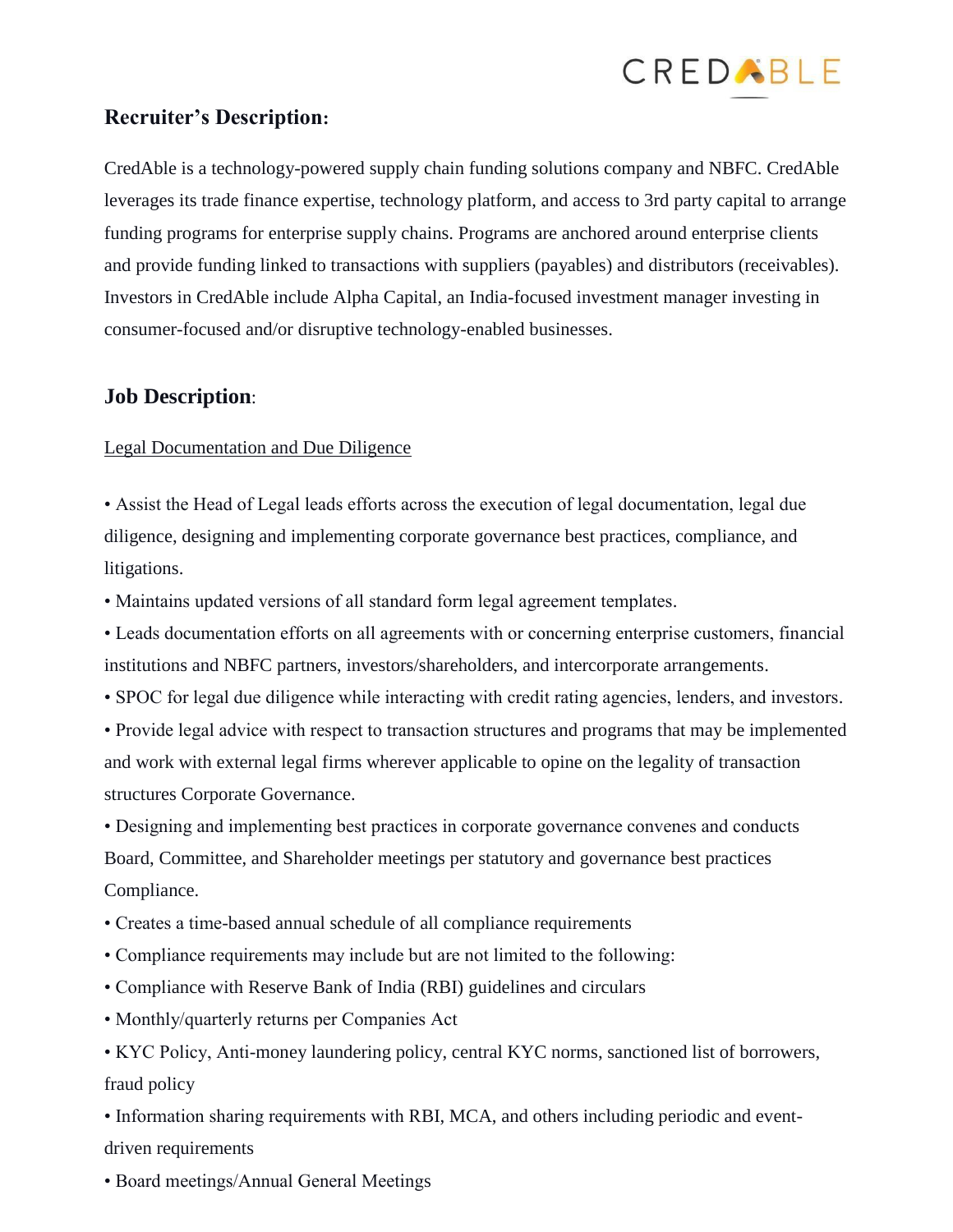## Recruiter's Description:

CredAble is a technology-powered supply chain funding solutions company and NBFC. CredAble leverages its trade finance expertise, technology platform, and access to 3rd party capital to arrange funding programs for enterprise supply chains. Programs are anchored around enterprise clients and provide funding linked to transactions with suppliers (payables) and distributors (receivables). Investors in CredAble include Alpha Capital, an India-focused investment manager investing in consumer-focused and/or disruptive technology-enabled businesses.

## Job Description:

<u>Legal Documentation and Due Diligence</u>

- Assist the Head of Legal leads efforts across the execution of legal documentation, legal due diligence, designing and implementing corporate governance best practices, compliance, and litigations.
- Maintains updated versions of all standard form legal agreement templates.
- Leads documentation efforts on all agreements with or concerning enterprise customers, financial institutions and NBFC partners, investors/shareholders, and intercorporate arrangements.
- SPOC for legal due diligence while interacting with credit rating agencies, lenders, and investors.
- Provide legal advice with respect to transaction structures and programs that may be implemented and work with external legal firms wherever applicable to opine on the legality of transaction structures Corporate Governance.
- Designing and implementing best practices in corporate governance convenes and conducts Board, Committee, and Shareholder meetings per statutory and governance best practices Compliance.
- Creates a time-based annual schedule of all compliance requirements
- Compliance requirements may include but are not limited to the following:
- Compliance with Reserve Bank of India (RBI) guidelines and circulars
- Monthly/quarterly returns per Companies Act
- KYC Policy, Anti-money laundering policy, central KYC norms, sanctioned list of borrowers, fraud policy
- Information sharing requirements with RBI, MCA, and others including periodic and event-driven requirements
- Board meetings/Annual General Meetings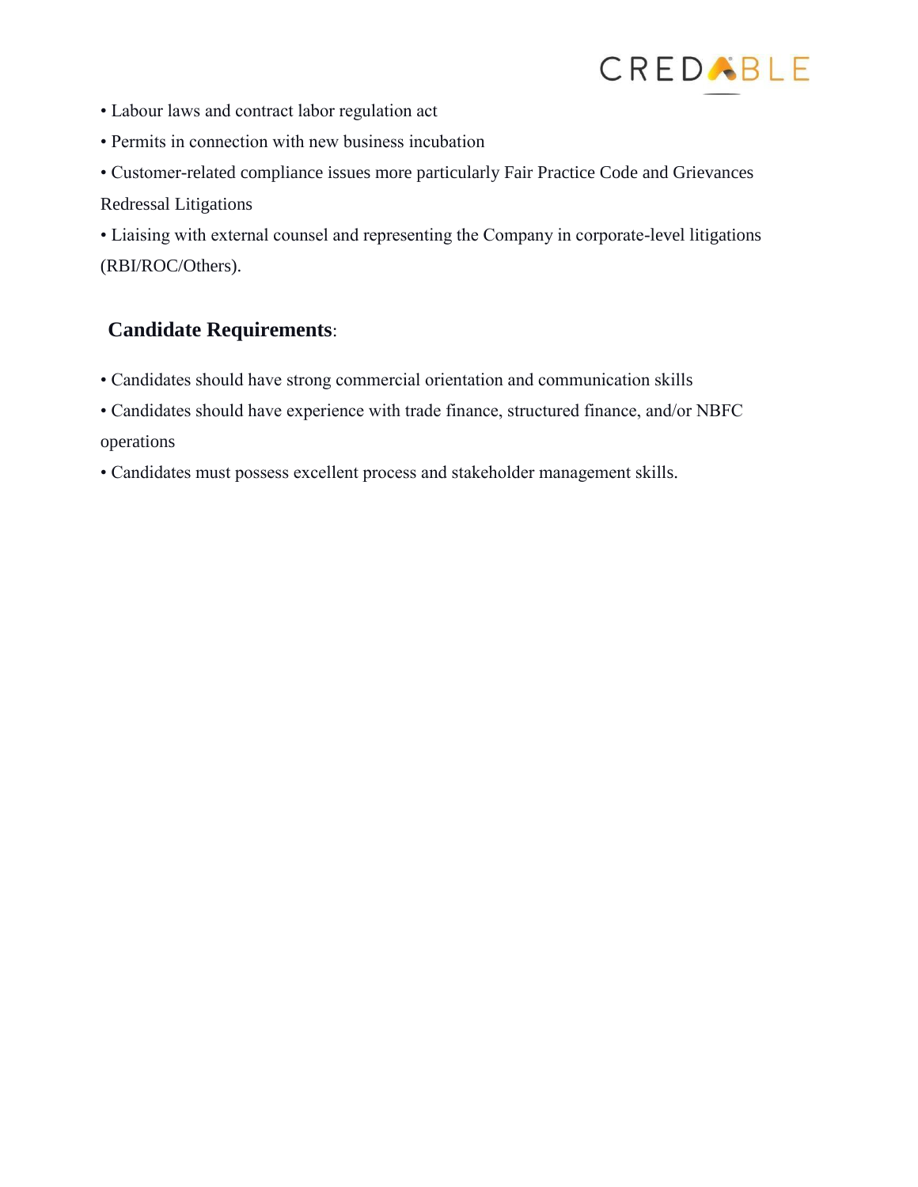- Labour laws and contract labor regulation act
- Permits in connection with new business incubation
- Customer-related compliance issues more particularly Fair Practice Code and Grievances Redressal Litigations
- Liaising with external counsel and representing the Company in corporate-level litigations (RBI/ROC/Others).

## Candidate Requirements:

- Candidates should have strong commercial orientation and communication skills
- Candidates should have experience with trade finance, structured finance, and/or NBFC operations
- Candidates must possess excellent process and stakeholder management skills.